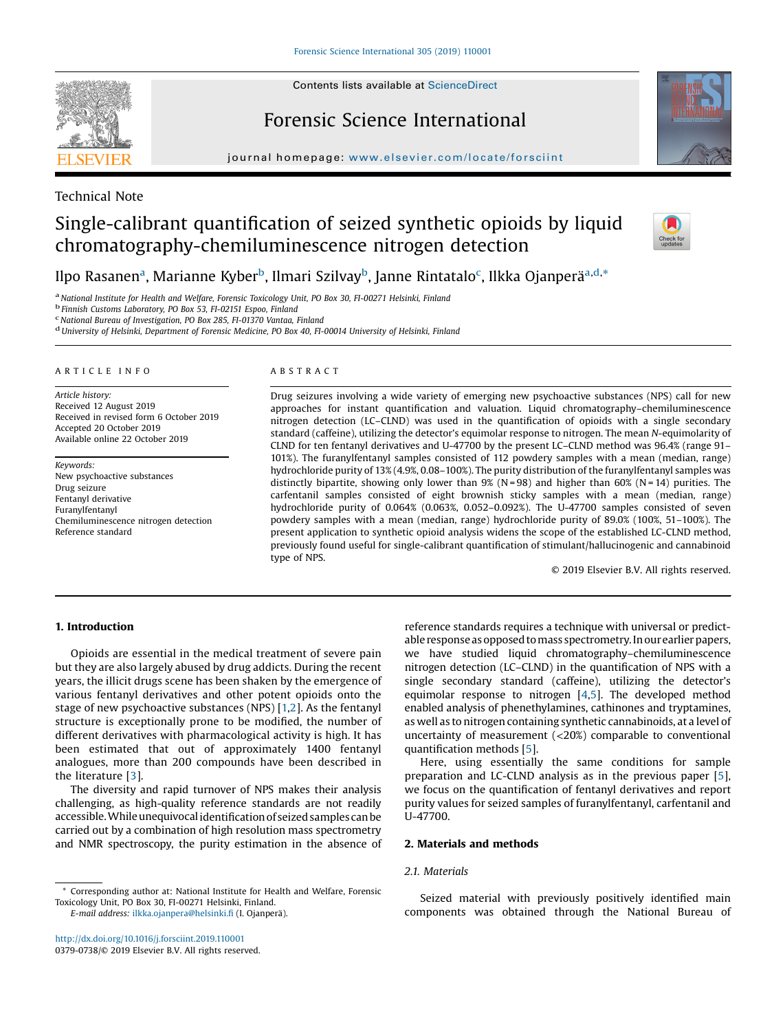Technical Note

# Single-calibrant quantification of seized synthetic opioids by liquid chromatography-chemiluminescence nitrogen detection

Ilpo Rasanen[a], Marianne Kyber[b], Ilmari Szilvay[b], Janne Rintatalo[c], Ilkka Ojanperä[a,d,*]

[a] National Institute for Health and Welfare, Forensic Toxicology Unit, PO Box 30, FI-00271 Helsinki, Finland
[b] Finnish Customs Laboratory, PO Box 53, FI-02151 Espoo, Finland
[c] National Bureau of Investigation, PO Box 285, FI-01370 Vantaa, Finland
[d] University of Helsinki, Department of Forensic Medicine, PO Box 40, FI-00014 University of Helsinki, Finland

## ARTICLE INFO

*Article history:*
Received 12 August 2019
Received in revised form 6 October 2019
Accepted 20 October 2019
Available online 22 October 2019

*Keywords:*
New psychoactive substances
Drug seizure
Fentanyl derivative
Furanylfentanyl
Chemiluminescence nitrogen detection
Reference standard

## ABSTRACT

Drug seizures involving a wide variety of emerging new psychoactive substances (NPS) call for new approaches for instant quantification and valuation. Liquid chromatography–chemiluminescence nitrogen detection (LC–CLND) was used in the quantification of opioids with a single secondary standard (caffeine), utilizing the detector's equimolar response to nitrogen. The mean *N*-equimolarity of CLND for ten fentanyl derivatives and U-47700 by the present LC–CLND method was 96.4% (range 91–101%). The furanylfentanyl samples consisted of 112 powdery samples with a mean (median, range) hydrochloride purity of 13% (4.9%, 0.08–100%). The purity distribution of the furanylfentanyl samples was distinctly bipartite, showing only lower than 9% (N = 98) and higher than 60% (N = 14) purities. The carfentanil samples consisted of eight brownish sticky samples with a mean (median, range) hydrochloride purity of 0.064% (0.063%, 0.052–0.092%). The U-47700 samples consisted of seven powdery samples with a mean (median, range) hydrochloride purity of 89.0% (100%, 51–100%). The present application to synthetic opioid analysis widens the scope of the established LC-CLND method, previously found useful for single-calibrant quantification of stimulant/hallucinogenic and cannabinoid type of NPS.

© 2019 Elsevier B.V. All rights reserved.

## 1. Introduction

Opioids are essential in the medical treatment of severe pain but they are also largely abused by drug addicts. During the recent years, the illicit drugs scene has been shaken by the emergence of various fentanyl derivatives and other potent opioids onto the stage of new psychoactive substances (NPS) [1,2]. As the fentanyl structure is exceptionally prone to be modified, the number of different derivatives with pharmacological activity is high. It has been estimated that out of approximately 1400 fentanyl analogues, more than 200 compounds have been described in the literature [3].

The diversity and rapid turnover of NPS makes their analysis challenging, as high-quality reference standards are not readily accessible. While unequivocal identification of seized samples can be carried out by a combination of high resolution mass spectrometry and NMR spectroscopy, the purity estimation in the absence of reference standards requires a technique with universal or predictable response as opposed to mass spectrometry. In our earlier papers, we have studied liquid chromatography–chemiluminescence nitrogen detection (LC–CLND) in the quantification of NPS with a single secondary standard (caffeine), utilizing the detector's equimolar response to nitrogen [4,5]. The developed method enabled analysis of phenethylamines, cathinones and tryptamines, as well as to nitrogen containing synthetic cannabinoids, at a level of uncertainty of measurement (<20%) comparable to conventional quantification methods [5].

Here, using essentially the same conditions for sample preparation and LC-CLND analysis as in the previous paper [5], we focus on the quantification of fentanyl derivatives and report purity values for seized samples of furanylfentanyl, carfentanil and U-47700.

## 2. Materials and methods

### 2.1. Materials

Seized material with previously positively identified main components was obtained through the National Bureau of

* Corresponding author at: National Institute for Health and Welfare, Forensic Toxicology Unit, PO Box 30, FI-00271 Helsinki, Finland.
*E-mail address:* ilkka.ojanpera@helsinki.fi (I. Ojanperä).

http://dx.doi.org/10.1016/j.forsciint.2019.110001
0379-0738/© 2019 Elsevier B.V. All rights reserved.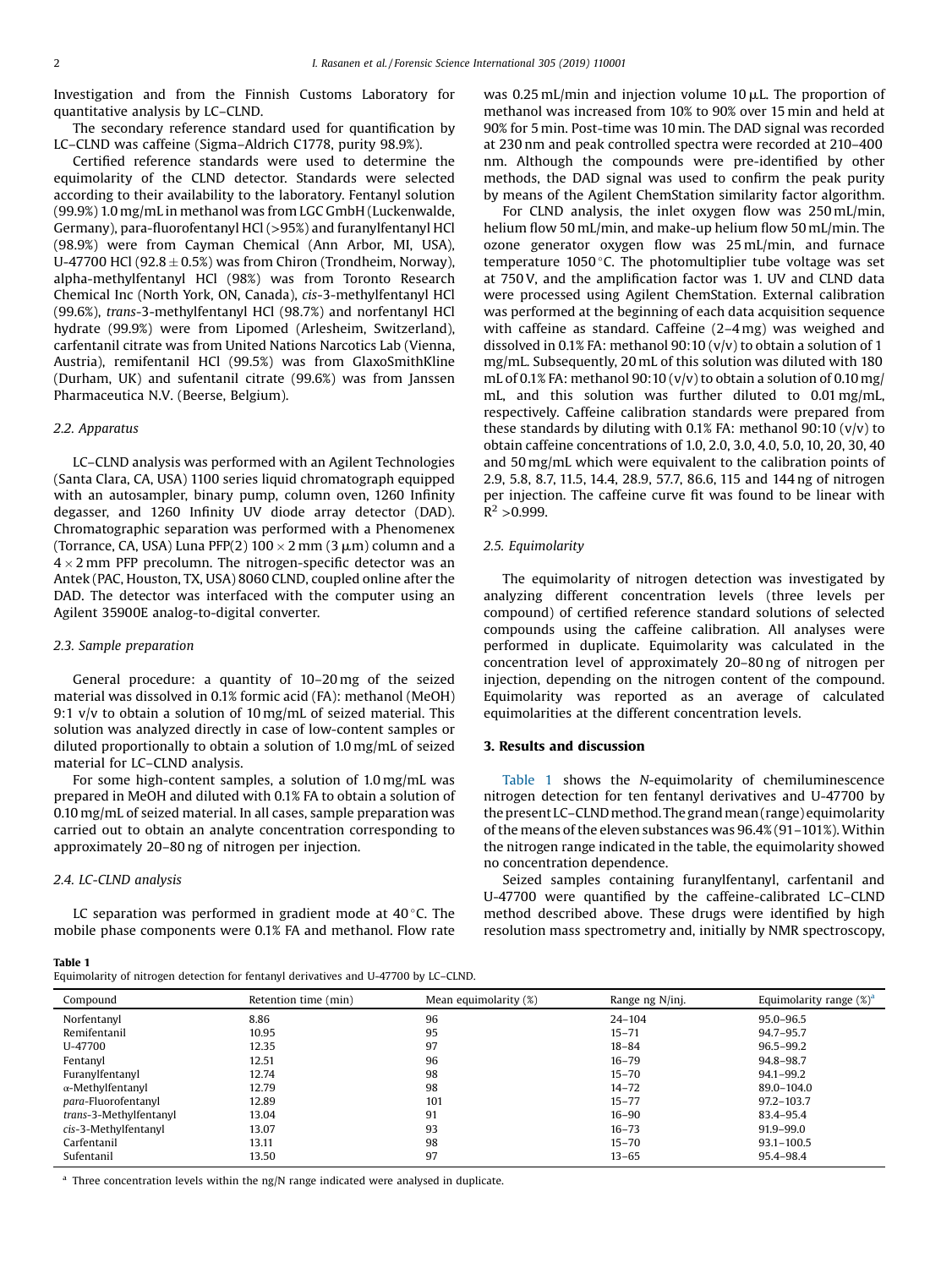Investigation and from the Finnish Customs Laboratory for quantitative analysis by LC–CLND.

The secondary reference standard used for quantification by LC–CLND was caffeine (Sigma–Aldrich C1778, purity 98.9%).

Certified reference standards were used to determine the equimolarity of the CLND detector. Standards were selected according to their availability to the laboratory. Fentanyl solution (99.9%) 1.0 mg/mL in methanol was from LGC GmbH (Luckenwalde, Germany), para-fluorofentanyl HCl (>95%) and furanylfentanyl HCl (98.9%) were from Cayman Chemical (Ann Arbor, MI, USA), U-47700 HCl (92.8 ± 0.5%) was from Chiron (Trondheim, Norway), alpha-methylfentanyl HCl (98%) was from Toronto Research Chemical Inc (North York, ON, Canada), *cis*-3-methylfentanyl HCl (99.6%), *trans*-3-methylfentanyl HCl (98.7%) and norfentanyl HCl hydrate (99.9%) were from Lipomed (Arlesheim, Switzerland), carfentanil citrate was from United Nations Narcotics Lab (Vienna, Austria), remifentanil HCl (99.5%) was from GlaxoSmithKline (Durham, UK) and sufentanil citrate (99.6%) was from Janssen Pharmaceutica N.V. (Beerse, Belgium).

### 2.2. Apparatus

LC–CLND analysis was performed with an Agilent Technologies (Santa Clara, CA, USA) 1100 series liquid chromatograph equipped with an autosampler, binary pump, column oven, 1260 Infinity degasser, and 1260 Infinity UV diode array detector (DAD). Chromatographic separation was performed with a Phenomenex (Torrance, CA, USA) Luna PFP(2) 100 × 2 mm (3 μm) column and a 4 × 2 mm PFP precolumn. The nitrogen-specific detector was an Antek (PAC, Houston, TX, USA) 8060 CLND, coupled online after the DAD. The detector was interfaced with the computer using an Agilent 35900E analog-to-digital converter.

### 2.3. Sample preparation

General procedure: a quantity of 10–20 mg of the seized material was dissolved in 0.1% formic acid (FA): methanol (MeOH) 9:1 v/v to obtain a solution of 10 mg/mL of seized material. This solution was analyzed directly in case of low-content samples or diluted proportionally to obtain a solution of 1.0 mg/mL of seized material for LC–CLND analysis.

For some high-content samples, a solution of 1.0 mg/mL was prepared in MeOH and diluted with 0.1% FA to obtain a solution of 0.10 mg/mL of seized material. In all cases, sample preparation was carried out to obtain an analyte concentration corresponding to approximately 20–80 ng of nitrogen per injection.

### 2.4. LC-CLND analysis

LC separation was performed in gradient mode at 40 °C. The mobile phase components were 0.1% FA and methanol. Flow rate was 0.25 mL/min and injection volume 10 μL. The proportion of methanol was increased from 10% to 90% over 15 min and held at 90% for 5 min. Post-time was 10 min. The DAD signal was recorded at 230 nm and peak controlled spectra were recorded at 210–400 nm. Although the compounds were pre-identified by other methods, the DAD signal was used to confirm the peak purity by means of the Agilent ChemStation similarity factor algorithm.

For CLND analysis, the inlet oxygen flow was 250 mL/min, helium flow 50 mL/min, and make-up helium flow 50 mL/min. The ozone generator oxygen flow was 25 mL/min, and furnace temperature 1050 °C. The photomultiplier tube voltage was set at 750 V, and the amplification factor was 1. UV and CLND data were processed using Agilent ChemStation. External calibration was performed at the beginning of each data acquisition sequence with caffeine as standard. Caffeine (2–4 mg) was weighed and dissolved in 0.1% FA: methanol 90:10 (v/v) to obtain a solution of 1 mg/mL. Subsequently, 20 mL of this solution was diluted with 180 mL of 0.1% FA: methanol 90:10 (v/v) to obtain a solution of 0.10 mg/mL, and this solution was further diluted to 0.01 mg/mL, respectively. Caffeine calibration standards were prepared from these standards by diluting with 0.1% FA: methanol 90:10 (v/v) to obtain caffeine concentrations of 1.0, 2.0, 3.0, 4.0, 5.0, 10, 20, 30, 40 and 50 mg/mL which were equivalent to the calibration points of 2.9, 5.8, 8.7, 11.5, 14.4, 28.9, 57.7, 86.6, 115 and 144 ng of nitrogen per injection. The caffeine curve fit was found to be linear with $R^2$ >0.999.

### 2.5. Equimolarity

The equimolarity of nitrogen detection was investigated by analyzing different concentration levels (three levels per compound) of certified reference standard solutions of selected compounds using the caffeine calibration. All analyses were performed in duplicate. Equimolarity was calculated in the concentration level of approximately 20–80 ng of nitrogen per injection, depending on the nitrogen content of the compound. Equimolarity was reported as an average of calculated equimolarities at the different concentration levels.

## 3. Results and discussion

Table 1 shows the *N*-equimolarity of chemiluminescence nitrogen detection for ten fentanyl derivatives and U-47700 by the present LC–CLND method. The grand mean (range) equimolarity of the means of the eleven substances was 96.4% (91–101%). Within the nitrogen range indicated in the table, the equimolarity showed no concentration dependence.

Seized samples containing furanylfentanyl, carfentanil and U-47700 were quantified by the caffeine-calibrated LC–CLND method described above. These drugs were identified by high resolution mass spectrometry and, initially by NMR spectroscopy,

**Table 1**
Equimolarity of nitrogen detection for fentanyl derivatives and U-47700 by LC–CLND.

| Compound | Retention time (min) | Mean equimolarity (%) | Range ng N/inj. | Equimolarity range (%)[a] |
|---|---|---|---|---|
| Norfentanyl | 8.86 | 96 | 24–104 | 95.0–96.5 |
| Remifentanil | 10.95 | 95 | 15–71 | 94.7–95.7 |
| U-47700 | 12.35 | 97 | 18–84 | 96.5–99.2 |
| Fentanyl | 12.51 | 96 | 16–79 | 94.8–98.7 |
| Furanylfentanyl | 12.74 | 98 | 15–70 | 94.1–99.2 |
| α-Methylfentanyl | 12.79 | 98 | 14–72 | 89.0–104.0 |
| *para*-Fluorofentanyl | 12.89 | 101 | 15–77 | 97.2–103.7 |
| *trans*-3-Methylfentanyl | 13.04 | 91 | 16–90 | 83.4–95.4 |
| *cis*-3-Methylfentanyl | 13.07 | 93 | 16–73 | 91.9–99.0 |
| Carfentanil | 13.11 | 98 | 15–70 | 93.1–100.5 |
| Sufentanil | 13.50 | 97 | 13–65 | 95.4–98.4 |

[a] Three concentration levels within the ng/N range indicated were analysed in duplicate.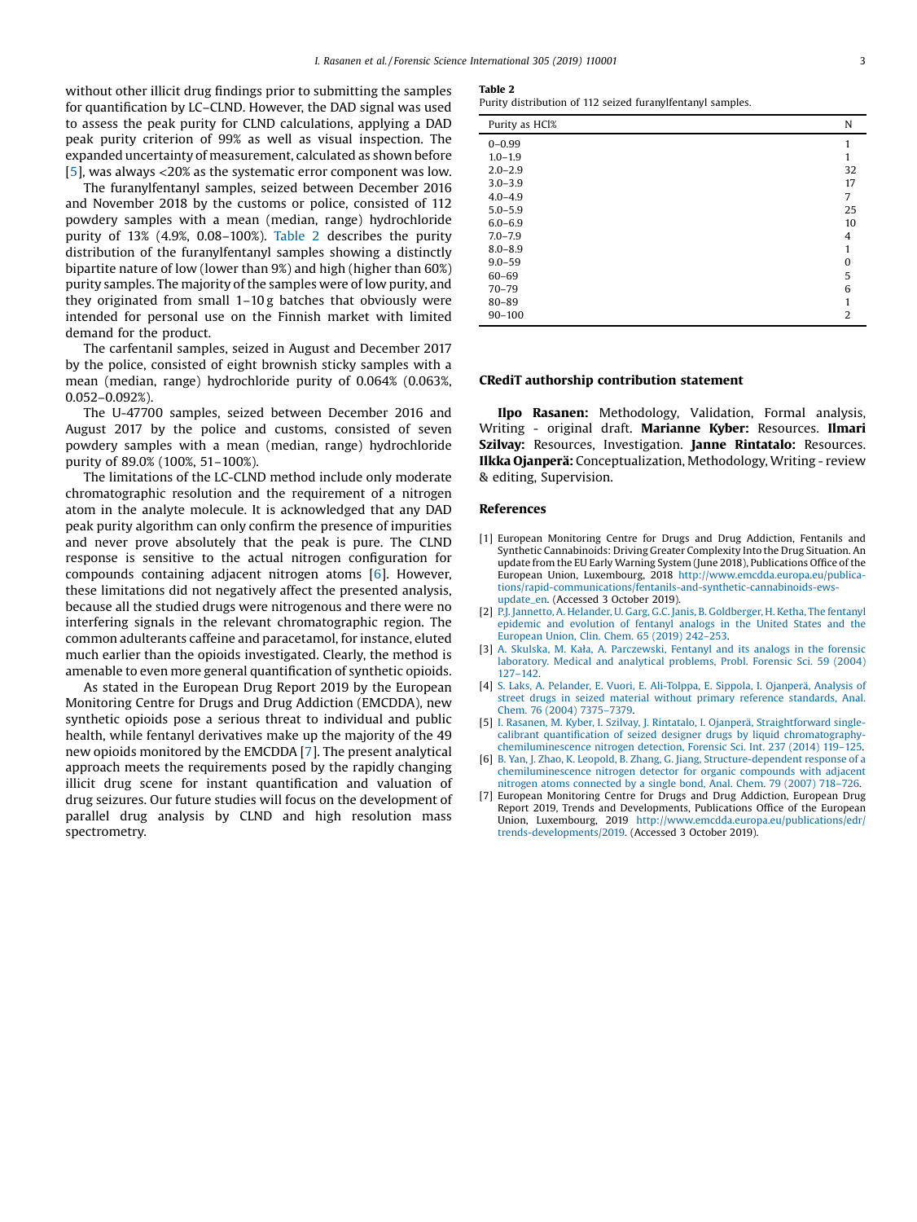without other illicit drug findings prior to submitting the samples for quantification by LC–CLND. However, the DAD signal was used to assess the peak purity for CLND calculations, applying a DAD peak purity criterion of 99% as well as visual inspection. The expanded uncertainty of measurement, calculated as shown before [5], was always <20% as the systematic error component was low.

The furanylfentanyl samples, seized between December 2016 and November 2018 by the customs or police, consisted of 112 powdery samples with a mean (median, range) hydrochloride purity of 13% (4.9%, 0.08–100%). Table 2 describes the purity distribution of the furanylfentanyl samples showing a distinctly bipartite nature of low (lower than 9%) and high (higher than 60%) purity samples. The majority of the samples were of low purity, and they originated from small 1–10 g batches that obviously were intended for personal use on the Finnish market with limited demand for the product.

The carfentanil samples, seized in August and December 2017 by the police, consisted of eight brownish sticky samples with a mean (median, range) hydrochloride purity of 0.064% (0.063%, 0.052–0.092%).

The U-47700 samples, seized between December 2016 and August 2017 by the police and customs, consisted of seven powdery samples with a mean (median, range) hydrochloride purity of 89.0% (100%, 51–100%).

The limitations of the LC-CLND method include only moderate chromatographic resolution and the requirement of a nitrogen atom in the analyte molecule. It is acknowledged that any DAD peak purity algorithm can only confirm the presence of impurities and never prove absolutely that the peak is pure. The CLND response is sensitive to the actual nitrogen configuration for compounds containing adjacent nitrogen atoms [6]. However, these limitations did not negatively affect the presented analysis, because all the studied drugs were nitrogenous and there were no interfering signals in the relevant chromatographic region. The common adulterants caffeine and paracetamol, for instance, eluted much earlier than the opioids investigated. Clearly, the method is amenable to even more general quantification of synthetic opioids.

As stated in the European Drug Report 2019 by the European Monitoring Centre for Drugs and Drug Addiction (EMCDDA), new synthetic opioids pose a serious threat to individual and public health, while fentanyl derivatives make up the majority of the 49 new opioids monitored by the EMCDDA [7]. The present analytical approach meets the requirements posed by the rapidly changing illicit drug scene for instant quantification and valuation of drug seizures. Our future studies will focus on the development of parallel drug analysis by CLND and high resolution mass spectrometry.

**Table 2**
Purity distribution of 112 seized furanylfentanyl samples.

| Purity as HCl% | N |
|---|---|
| 0–0.99 | 1 |
| 1.0–1.9 | 1 |
| 2.0–2.9 | 32 |
| 3.0–3.9 | 17 |
| 4.0–4.9 | 7 |
| 5.0–5.9 | 25 |
| 6.0–6.9 | 10 |
| 7.0–7.9 | 4 |
| 8.0–8.9 | 1 |
| 9.0–59 | 0 |
| 60–69 | 5 |
| 70–79 | 6 |
| 80–89 | 1 |
| 90–100 | 2 |

## CRediT authorship contribution statement

**Ilpo Rasanen:** Methodology, Validation, Formal analysis, Writing - original draft. **Marianne Kyber:** Resources. **Ilmari Szilvay:** Resources, Investigation. **Janne Rintatalo:** Resources. **Ilkka Ojanperä:** Conceptualization, Methodology, Writing - review & editing, Supervision.

## References

[1] European Monitoring Centre for Drugs and Drug Addiction, Fentanils and Synthetic Cannabinoids: Driving Greater Complexity Into the Drug Situation. An update from the EU Early Warning System (June 2018), Publications Office of the European Union, Luxembourg, 2018 http://www.emcdda.europa.eu/publications/rapid-communications/fentanils-and-synthetic-cannabinoids-ews-update_en. (Accessed 3 October 2019).

[2] P.J. Jannetto, A. Helander, U. Garg, G.C. Janis, B. Goldberger, H. Ketha, The fentanyl epidemic and evolution of fentanyl analogs in the United States and the European Union, Clin. Chem. 65 (2019) 242–253.

[3] A. Skulska, M. Kała, A. Parczewski, Fentanyl and its analogs in the forensic laboratory. Medical and analytical problems, Probl. Forensic Sci. 59 (2004) 127–142.

[4] S. Laks, A. Pelander, E. Vuori, E. Ali-Tolppa, E. Sippola, I. Ojanperä, Analysis of street drugs in seized material without primary reference standards, Anal. Chem. 76 (2004) 7375–7379.

[5] I. Rasanen, M. Kyber, I. Szilvay, J. Rintatalo, I. Ojanperä, Straightforward single-calibrant quantification of seized designer drugs by liquid chromatography-chemiluminescence nitrogen detection, Forensic Sci. Int. 237 (2014) 119–125.

[6] B. Yan, J. Zhao, K. Leopold, B. Zhang, G. Jiang, Structure-dependent response of a chemiluminescence nitrogen detector for organic compounds with adjacent nitrogen atoms connected by a single bond, Anal. Chem. 79 (2007) 718–726.

[7] European Monitoring Centre for Drugs and Drug Addiction, European Drug Report 2019, Trends and Developments, Publications Office of the European Union, Luxembourg, 2019 http://www.emcdda.europa.eu/publications/edr/trends-developments/2019. (Accessed 3 October 2019).